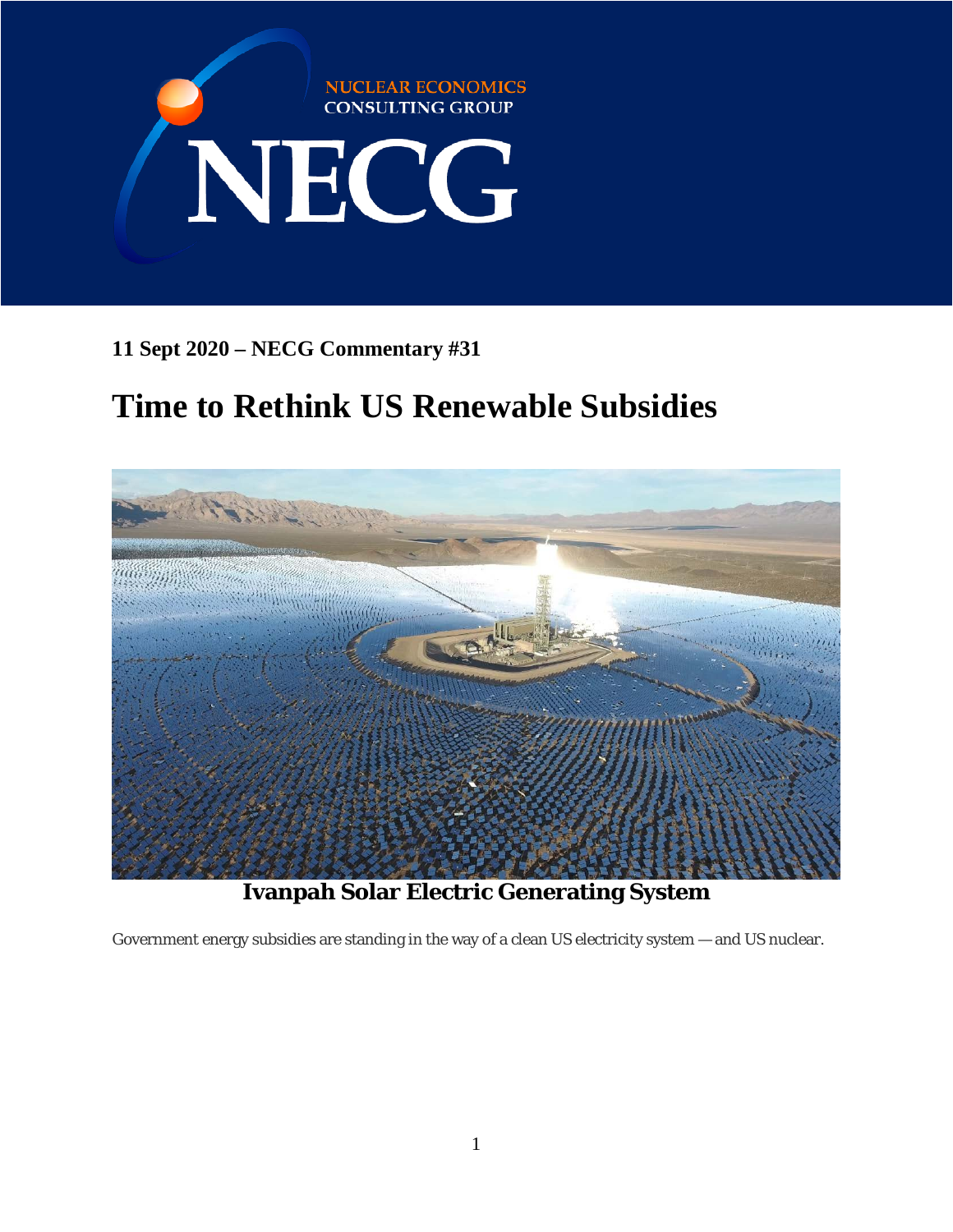NUCLEAR ECONOMICS CONSULTING GROUP

NECG

**11 Sept 2020 – NECG Commentary #31**

# Time to Rethink US Renewable Subsidies

**Ivanpah Solar Electric Generating System**

Government energy subsidies are standing in the way of a clean US electricity system — and US nuclear.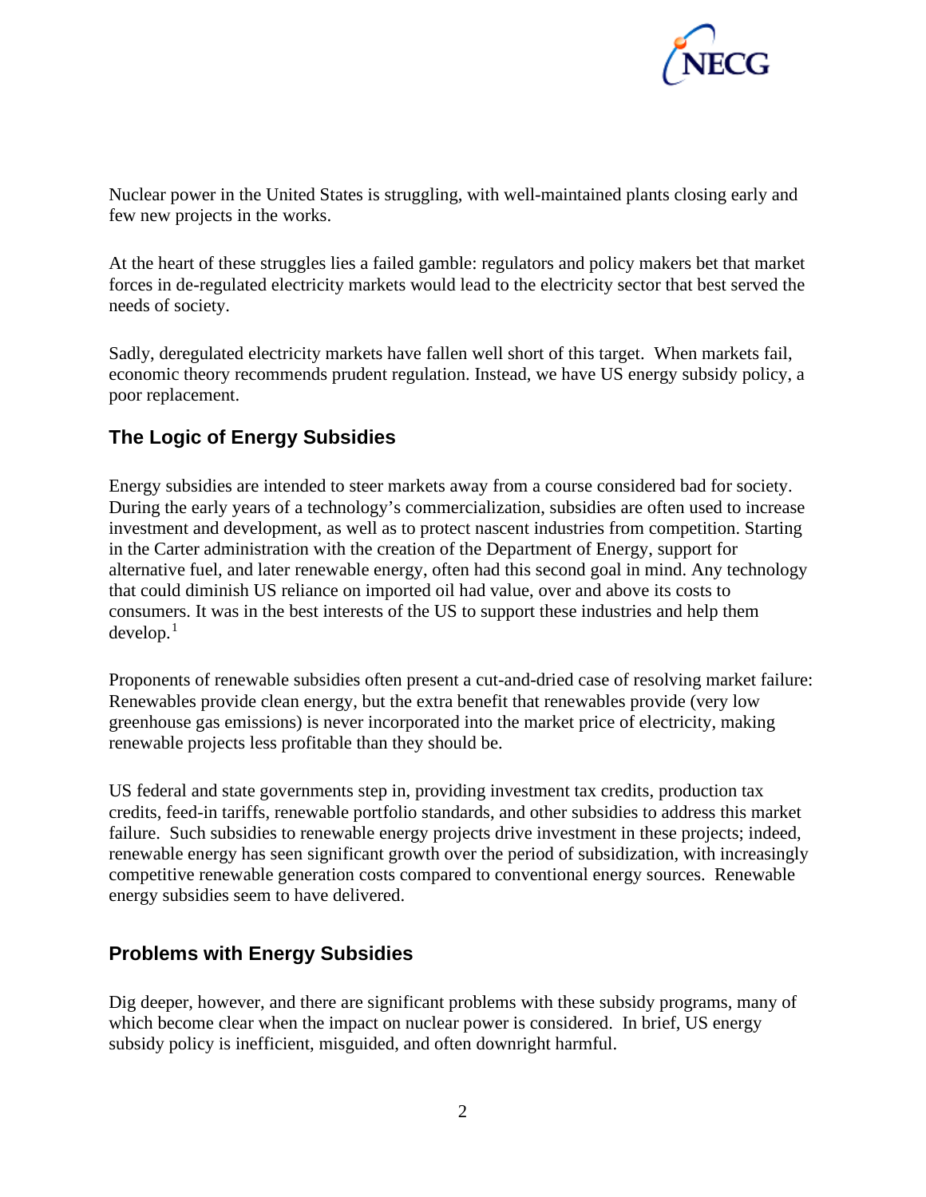Nuclear power in the United States is struggling, with well-maintained plants closing early and few new projects in the works.

At the heart of these struggles lies a failed gamble: regulators and policy makers bet that market forces in de-regulated electricity markets would lead to the electricity sector that best served the needs of society.

Sadly, deregulated electricity markets have fallen well short of this target. When markets fail, economic theory recommends prudent regulation. Instead, we have US energy subsidy policy, a poor replacement.

## The Logic of Energy Subsidies

Energy subsidies are intended to steer markets away from a course considered bad for society. During the early years of a technology's commercialization, subsidies are often used to increase investment and development, as well as to protect nascent industries from competition. Starting in the Carter administration with the creation of the Department of Energy, support for alternative fuel, and later renewable energy, often had this second goal in mind. Any technology that could diminish US reliance on imported oil had value, over and above its costs to consumers. It was in the best interests of the US to support these industries and help them develop.[1]

Proponents of renewable subsidies often present a cut-and-dried case of resolving market failure: Renewables provide clean energy, but the extra benefit that renewables provide (very low greenhouse gas emissions) is never incorporated into the market price of electricity, making renewable projects less profitable than they should be.

US federal and state governments step in, providing investment tax credits, production tax credits, feed-in tariffs, renewable portfolio standards, and other subsidies to address this market failure. Such subsidies to renewable energy projects drive investment in these projects; indeed, renewable energy has seen significant growth over the period of subsidization, with increasingly competitive renewable generation costs compared to conventional energy sources. Renewable energy subsidies seem to have delivered.

## Problems with Energy Subsidies

Dig deeper, however, and there are significant problems with these subsidy programs, many of which become clear when the impact on nuclear power is considered. In brief, US energy subsidy policy is inefficient, misguided, and often downright harmful.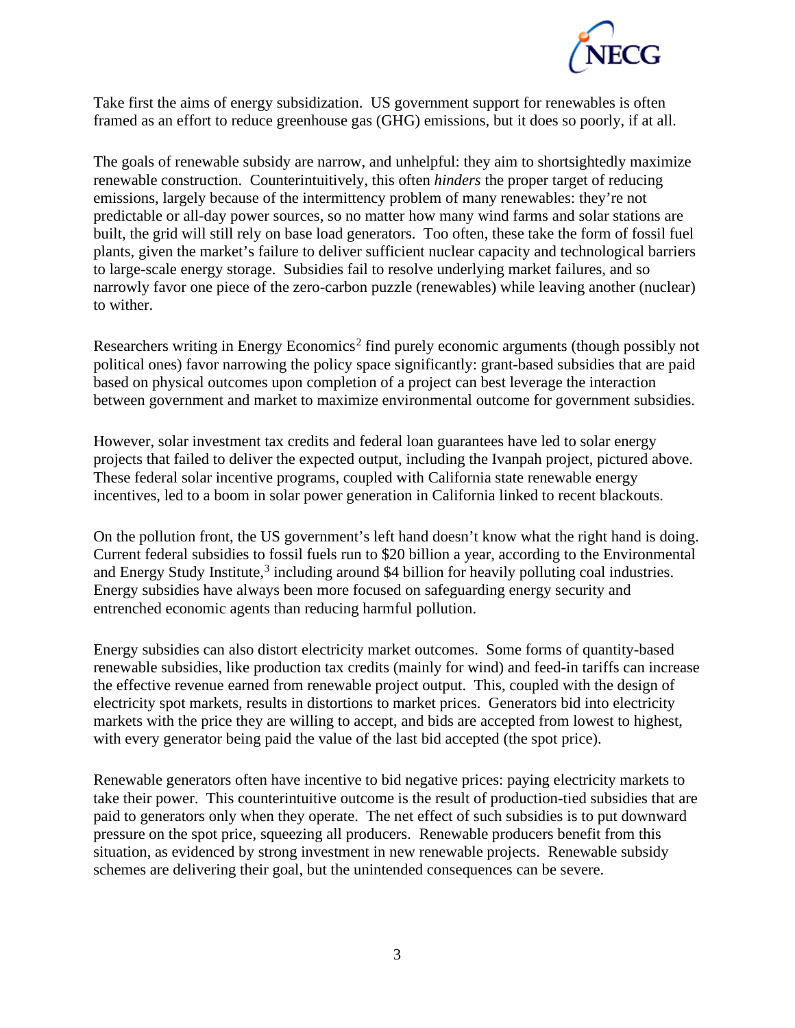Take first the aims of energy subsidization. US government support for renewables is often framed as an effort to reduce greenhouse gas (GHG) emissions, but it does so poorly, if at all.

The goals of renewable subsidy are narrow, and unhelpful: they aim to shortsightedly maximize renewable construction. Counterintuitively, this often *hinders* the proper target of reducing emissions, largely because of the intermittency problem of many renewables: they're not predictable or all-day power sources, so no matter how many wind farms and solar stations are built, the grid will still rely on base load generators. Too often, these take the form of fossil fuel plants, given the market's failure to deliver sufficient nuclear capacity and technological barriers to large-scale energy storage. Subsidies fail to resolve underlying market failures, and so narrowly favor one piece of the zero-carbon puzzle (renewables) while leaving another (nuclear) to wither.

Researchers writing in Energy Economics[2] find purely economic arguments (though possibly not political ones) favor narrowing the policy space significantly: grant-based subsidies that are paid based on physical outcomes upon completion of a project can best leverage the interaction between government and market to maximize environmental outcome for government subsidies.

However, solar investment tax credits and federal loan guarantees have led to solar energy projects that failed to deliver the expected output, including the Ivanpah project, pictured above. These federal solar incentive programs, coupled with California state renewable energy incentives, led to a boom in solar power generation in California linked to recent blackouts.

On the pollution front, the US government's left hand doesn't know what the right hand is doing. Current federal subsidies to fossil fuels run to \$20 billion a year, according to the Environmental and Energy Study Institute,[3] including around \$4 billion for heavily polluting coal industries. Energy subsidies have always been more focused on safeguarding energy security and entrenched economic agents than reducing harmful pollution.

Energy subsidies can also distort electricity market outcomes. Some forms of quantity-based renewable subsidies, like production tax credits (mainly for wind) and feed-in tariffs can increase the effective revenue earned from renewable project output. This, coupled with the design of electricity spot markets, results in distortions to market prices. Generators bid into electricity markets with the price they are willing to accept, and bids are accepted from lowest to highest, with every generator being paid the value of the last bid accepted (the spot price).

Renewable generators often have incentive to bid negative prices: paying electricity markets to take their power. This counterintuitive outcome is the result of production-tied subsidies that are paid to generators only when they operate. The net effect of such subsidies is to put downward pressure on the spot price, squeezing all producers. Renewable producers benefit from this situation, as evidenced by strong investment in new renewable projects. Renewable subsidy schemes are delivering their goal, but the unintended consequences can be severe.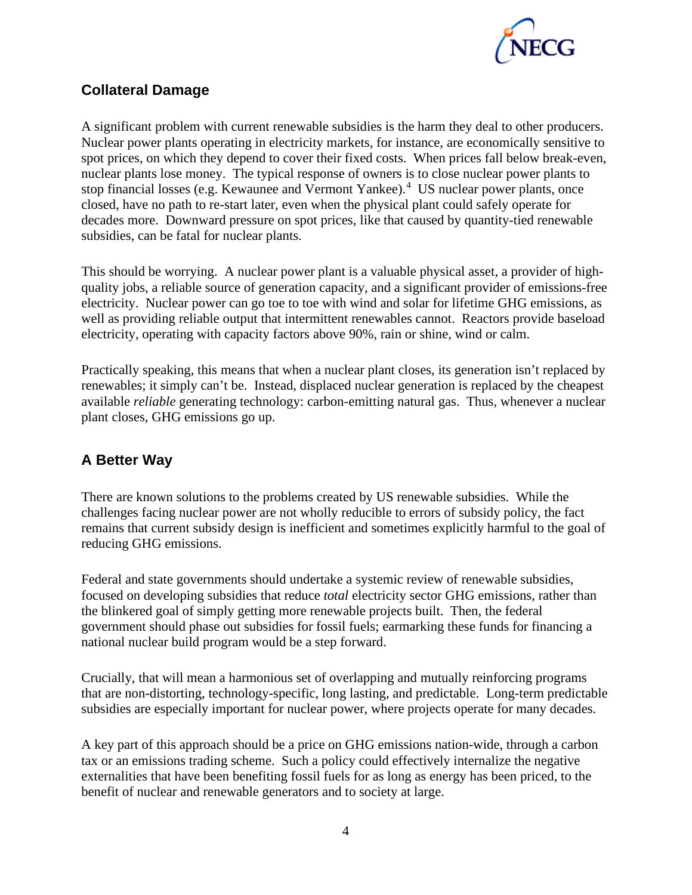## Collateral Damage

A significant problem with current renewable subsidies is the harm they deal to other producers. Nuclear power plants operating in electricity markets, for instance, are economically sensitive to spot prices, on which they depend to cover their fixed costs. When prices fall below break-even, nuclear plants lose money. The typical response of owners is to close nuclear power plants to stop financial losses (e.g. Kewaunee and Vermont Yankee).[4] US nuclear power plants, once closed, have no path to re-start later, even when the physical plant could safely operate for decades more. Downward pressure on spot prices, like that caused by quantity-tied renewable subsidies, can be fatal for nuclear plants.

This should be worrying. A nuclear power plant is a valuable physical asset, a provider of high-quality jobs, a reliable source of generation capacity, and a significant provider of emissions-free electricity. Nuclear power can go toe to toe with wind and solar for lifetime GHG emissions, as well as providing reliable output that intermittent renewables cannot. Reactors provide baseload electricity, operating with capacity factors above 90%, rain or shine, wind or calm.

Practically speaking, this means that when a nuclear plant closes, its generation isn't replaced by renewables; it simply can't be. Instead, displaced nuclear generation is replaced by the cheapest available *reliable* generating technology: carbon-emitting natural gas. Thus, whenever a nuclear plant closes, GHG emissions go up.

## A Better Way

There are known solutions to the problems created by US renewable subsidies. While the challenges facing nuclear power are not wholly reducible to errors of subsidy policy, the fact remains that current subsidy design is inefficient and sometimes explicitly harmful to the goal of reducing GHG emissions.

Federal and state governments should undertake a systemic review of renewable subsidies, focused on developing subsidies that reduce *total* electricity sector GHG emissions, rather than the blinkered goal of simply getting more renewable projects built. Then, the federal government should phase out subsidies for fossil fuels; earmarking these funds for financing a national nuclear build program would be a step forward.

Crucially, that will mean a harmonious set of overlapping and mutually reinforcing programs that are non-distorting, technology-specific, long lasting, and predictable. Long-term predictable subsidies are especially important for nuclear power, where projects operate for many decades.

A key part of this approach should be a price on GHG emissions nation-wide, through a carbon tax or an emissions trading scheme. Such a policy could effectively internalize the negative externalities that have been benefiting fossil fuels for as long as energy has been priced, to the benefit of nuclear and renewable generators and to society at large.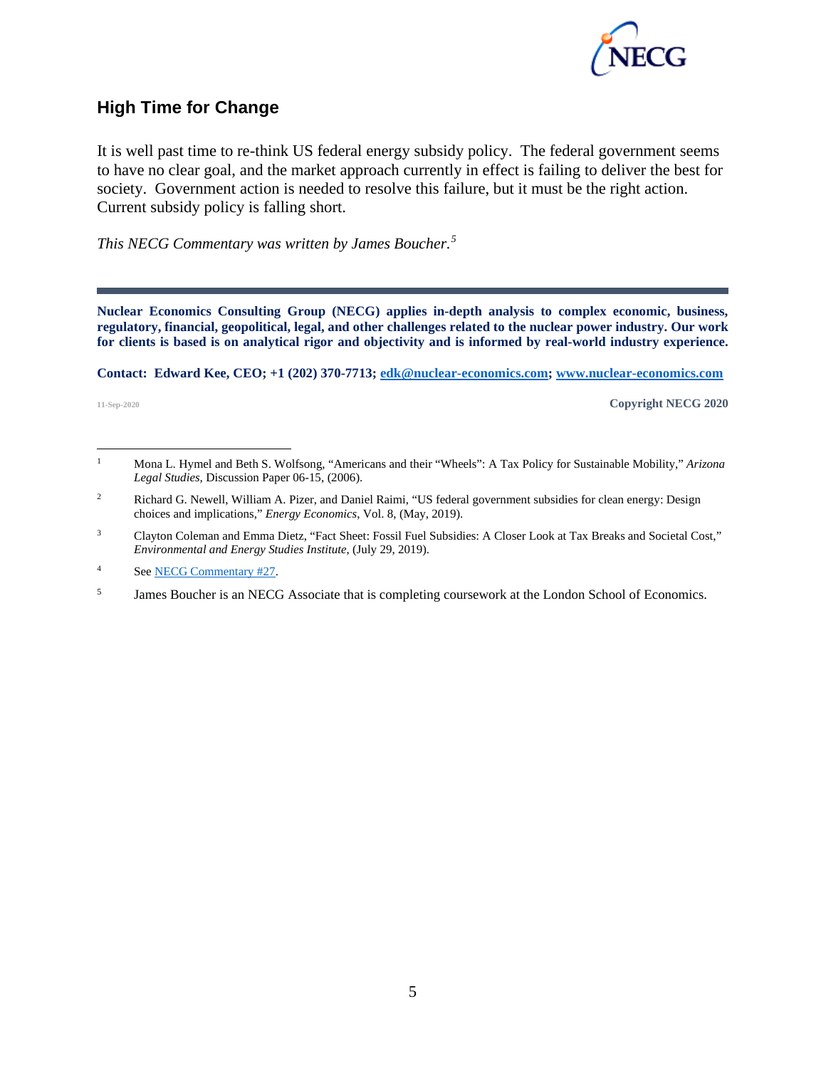## High Time for Change

It is well past time to re-think US federal energy subsidy policy. The federal government seems to have no clear goal, and the market approach currently in effect is failing to deliver the best for society. Government action is needed to resolve this failure, but it must be the right action. Current subsidy policy is falling short.

*This NECG Commentary was written by James Boucher.*[5]

---

**Nuclear Economics Consulting Group (NECG) applies in-depth analysis to complex economic, business, regulatory, financial, geopolitical, legal, and other challenges related to the nuclear power industry. Our work for clients is based is on analytical rigor and objectivity and is informed by real-world industry experience.**

**Contact: Edward Kee, CEO; +1 (202) 370-7713; edk@nuclear-economics.com; www.nuclear-economics.com**

11-Sep-2020

**Copyright NECG 2020**

---

[1] Mona L. Hymel and Beth S. Wolfsong, "Americans and their "Wheels": A Tax Policy for Sustainable Mobility," *Arizona Legal Studies*, Discussion Paper 06-15, (2006).

[2] Richard G. Newell, William A. Pizer, and Daniel Raimi, "US federal government subsidies for clean energy: Design choices and implications," *Energy Economics*, Vol. 8, (May, 2019).

[3] Clayton Coleman and Emma Dietz, "Fact Sheet: Fossil Fuel Subsidies: A Closer Look at Tax Breaks and Societal Cost," *Environmental and Energy Studies Institute*, (July 29, 2019).

[4] See NECG Commentary #27.

[5] James Boucher is an NECG Associate that is completing coursework at the London School of Economics.